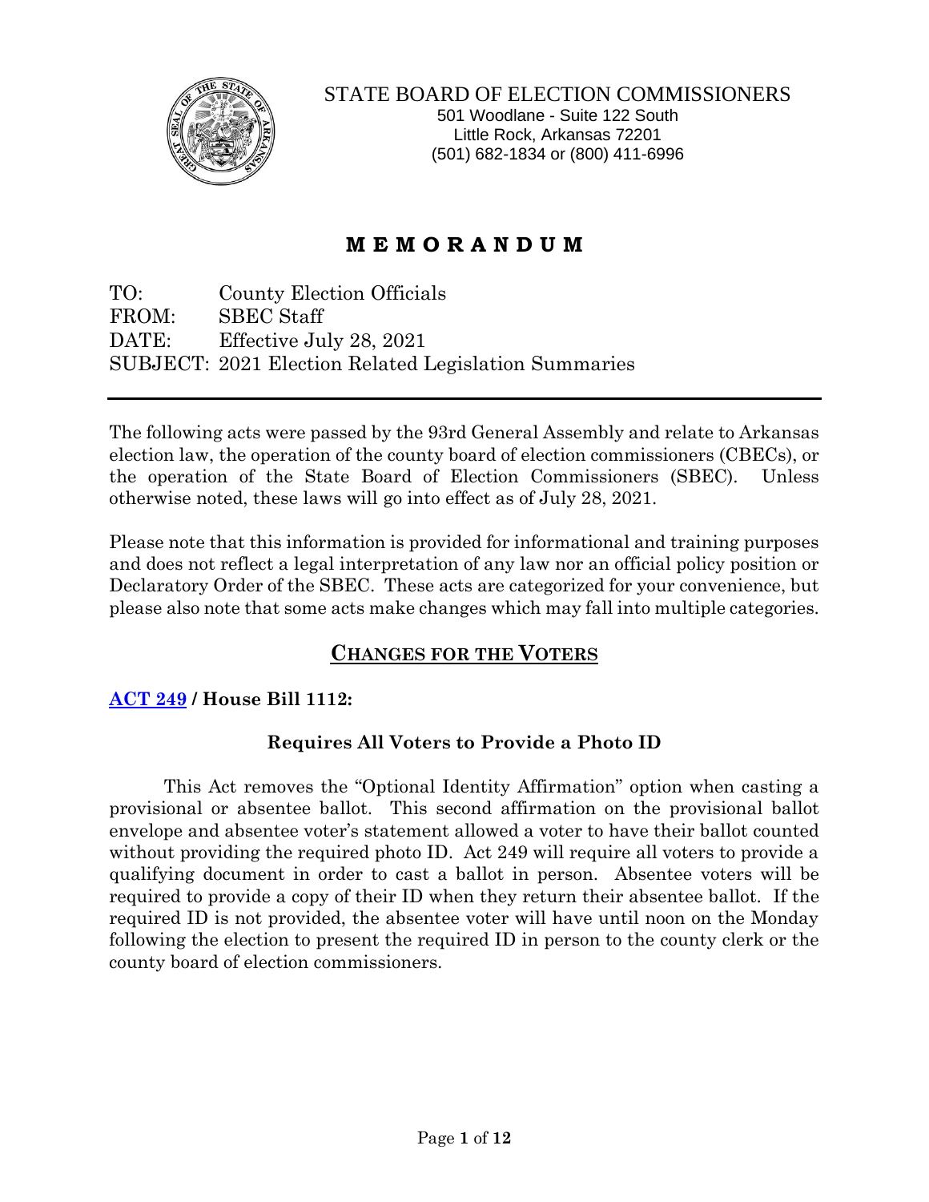STATE BOARD OF ELECTION COMMISSIONERS
501 Woodlane - Suite 122 South
Little Rock, Arkansas 72201
(501) 682-1834 or (800) 411-6996

# M E M O R A N D U M

TO: County Election Officials
FROM: SBEC Staff
DATE: Effective July 28, 2021
SUBJECT: 2021 Election Related Legislation Summaries

---

The following acts were passed by the 93rd General Assembly and relate to Arkansas election law, the operation of the county board of election commissioners (CBECs), or the operation of the State Board of Election Commissioners (SBEC). Unless otherwise noted, these laws will go into effect as of July 28, 2021.

Please note that this information is provided for informational and training purposes and does not reflect a legal interpretation of any law nor an official policy position or Declaratory Order of the SBEC. These acts are categorized for your convenience, but please also note that some acts make changes which may fall into multiple categories.

## CHANGES FOR THE VOTERS

### ACT 249 / House Bill 1112:

#### Requires All Voters to Provide a Photo ID

This Act removes the "Optional Identity Affirmation" option when casting a provisional or absentee ballot. This second affirmation on the provisional ballot envelope and absentee voter's statement allowed a voter to have their ballot counted without providing the required photo ID. Act 249 will require all voters to provide a qualifying document in order to cast a ballot in person. Absentee voters will be required to provide a copy of their ID when they return their absentee ballot. If the required ID is not provided, the absentee voter will have until noon on the Monday following the election to present the required ID in person to the county clerk or the county board of election commissioners.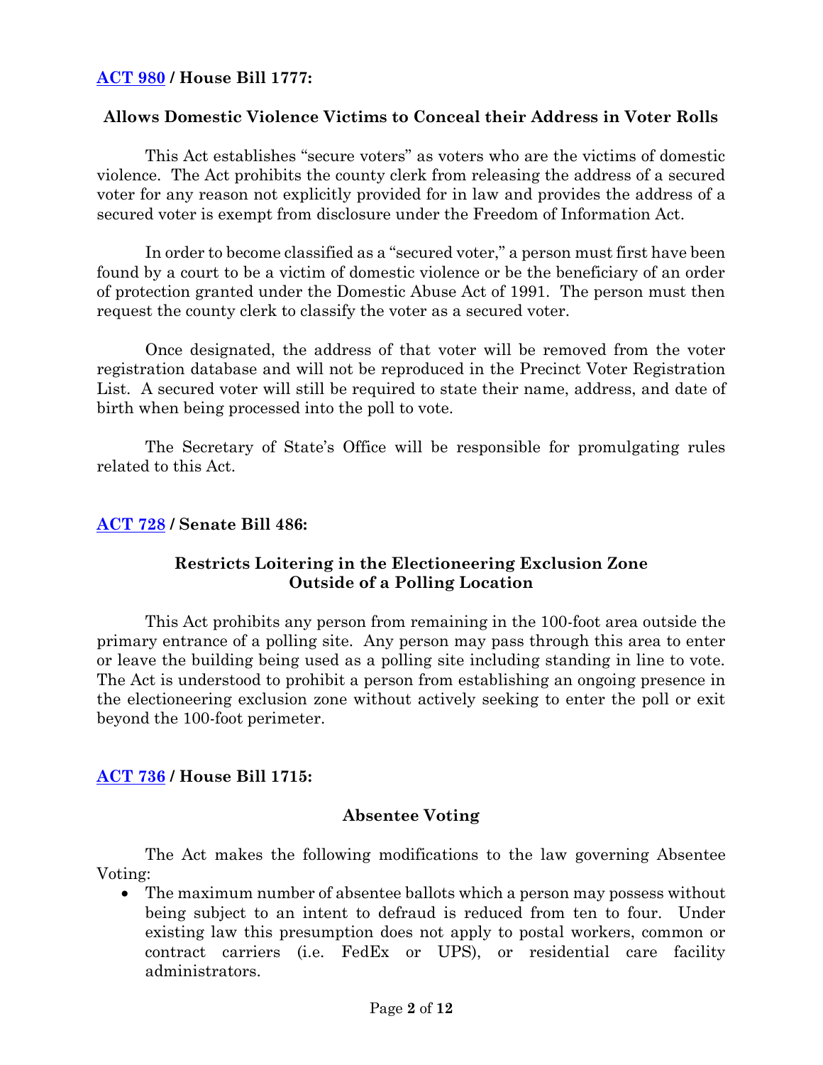**[ACT 980](#) / House Bill 1777:**

**Allows Domestic Violence Victims to Conceal their Address in Voter Rolls**

This Act establishes "secure voters" as voters who are the victims of domestic violence. The Act prohibits the county clerk from releasing the address of a secured voter for any reason not explicitly provided for in law and provides the address of a secured voter is exempt from disclosure under the Freedom of Information Act.

In order to become classified as a "secured voter," a person must first have been found by a court to be a victim of domestic violence or be the beneficiary of an order of protection granted under the Domestic Abuse Act of 1991. The person must then request the county clerk to classify the voter as a secured voter.

Once designated, the address of that voter will be removed from the voter registration database and will not be reproduced in the Precinct Voter Registration List. A secured voter will still be required to state their name, address, and date of birth when being processed into the poll to vote.

The Secretary of State's Office will be responsible for promulgating rules related to this Act.

**[ACT 728](#) / Senate Bill 486:**

**Restricts Loitering in the Electioneering Exclusion Zone
Outside of a Polling Location**

This Act prohibits any person from remaining in the 100-foot area outside the primary entrance of a polling site. Any person may pass through this area to enter or leave the building being used as a polling site including standing in line to vote. The Act is understood to prohibit a person from establishing an ongoing presence in the electioneering exclusion zone without actively seeking to enter the poll or exit beyond the 100-foot perimeter.

**[ACT 736](#) / House Bill 1715:**

**Absentee Voting**

The Act makes the following modifications to the law governing Absentee Voting:

- The maximum number of absentee ballots which a person may possess without being subject to an intent to defraud is reduced from ten to four. Under existing law this presumption does not apply to postal workers, common or contract carriers (i.e. FedEx or UPS), or residential care facility administrators.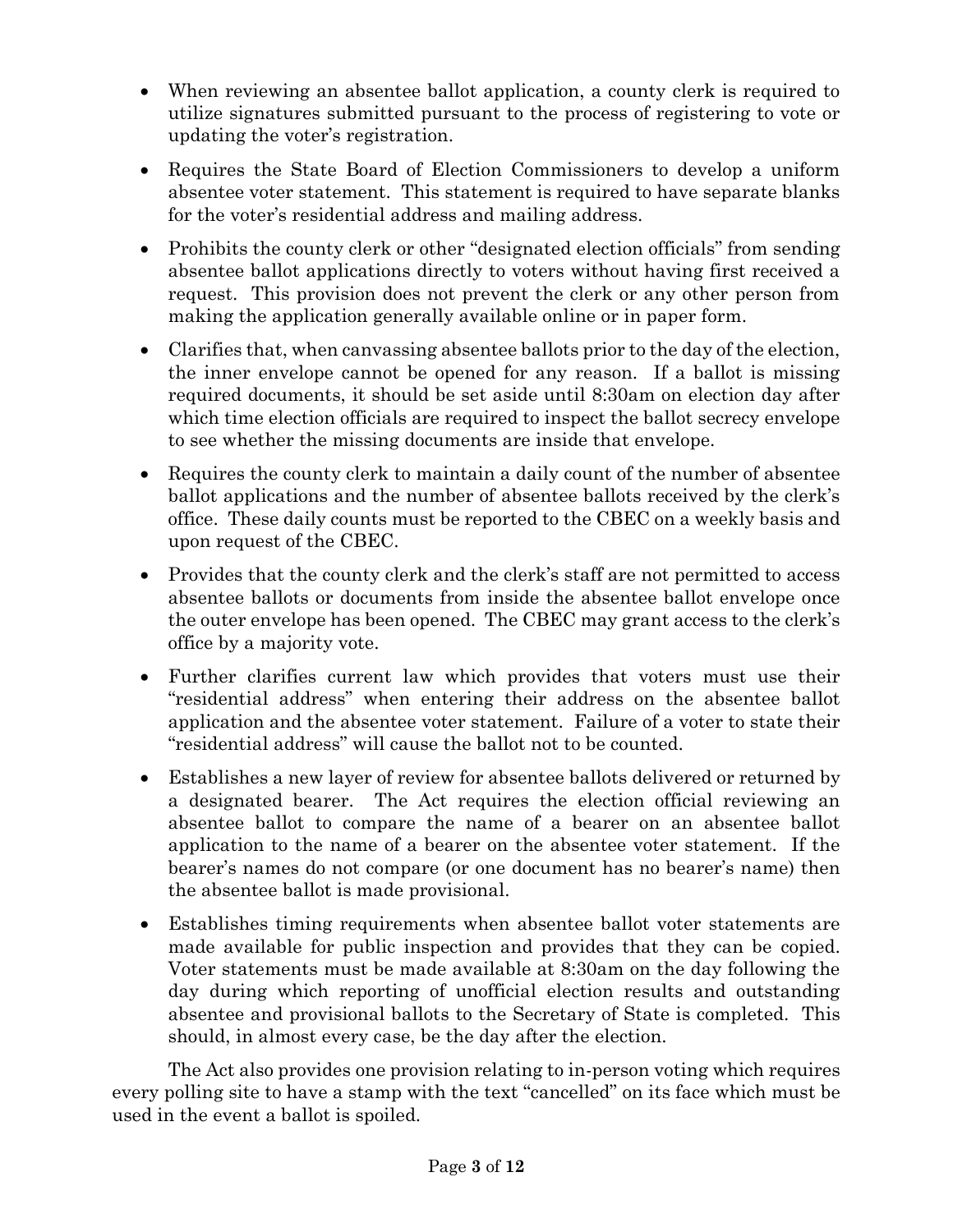- When reviewing an absentee ballot application, a county clerk is required to utilize signatures submitted pursuant to the process of registering to vote or updating the voter's registration.
- Requires the State Board of Election Commissioners to develop a uniform absentee voter statement. This statement is required to have separate blanks for the voter's residential address and mailing address.
- Prohibits the county clerk or other "designated election officials" from sending absentee ballot applications directly to voters without having first received a request. This provision does not prevent the clerk or any other person from making the application generally available online or in paper form.
- Clarifies that, when canvassing absentee ballots prior to the day of the election, the inner envelope cannot be opened for any reason. If a ballot is missing required documents, it should be set aside until 8:30am on election day after which time election officials are required to inspect the ballot secrecy envelope to see whether the missing documents are inside that envelope.
- Requires the county clerk to maintain a daily count of the number of absentee ballot applications and the number of absentee ballots received by the clerk's office. These daily counts must be reported to the CBEC on a weekly basis and upon request of the CBEC.
- Provides that the county clerk and the clerk's staff are not permitted to access absentee ballots or documents from inside the absentee ballot envelope once the outer envelope has been opened. The CBEC may grant access to the clerk's office by a majority vote.
- Further clarifies current law which provides that voters must use their "residential address" when entering their address on the absentee ballot application and the absentee voter statement. Failure of a voter to state their "residential address" will cause the ballot not to be counted.
- Establishes a new layer of review for absentee ballots delivered or returned by a designated bearer. The Act requires the election official reviewing an absentee ballot to compare the name of a bearer on an absentee ballot application to the name of a bearer on the absentee voter statement. If the bearer's names do not compare (or one document has no bearer's name) then the absentee ballot is made provisional.
- Establishes timing requirements when absentee ballot voter statements are made available for public inspection and provides that they can be copied. Voter statements must be made available at 8:30am on the day following the day during which reporting of unofficial election results and outstanding absentee and provisional ballots to the Secretary of State is completed. This should, in almost every case, be the day after the election.

The Act also provides one provision relating to in-person voting which requires every polling site to have a stamp with the text "cancelled" on its face which must be used in the event a ballot is spoiled.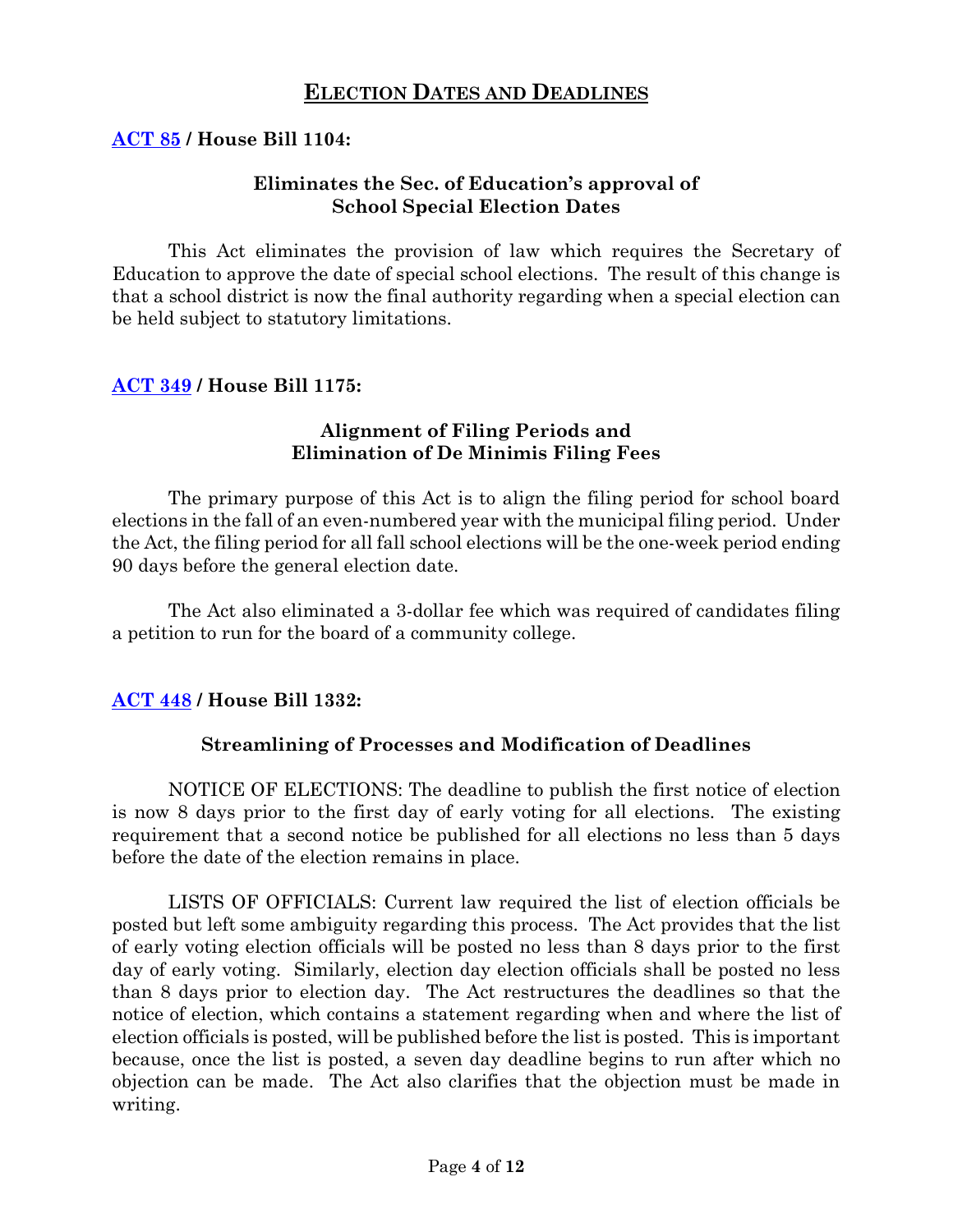# ELECTION DATES AND DEADLINES

## [ACT 85](ACT 85) / House Bill 1104:

### Eliminates the Sec. of Education's approval of School Special Election Dates

This Act eliminates the provision of law which requires the Secretary of Education to approve the date of special school elections. The result of this change is that a school district is now the final authority regarding when a special election can be held subject to statutory limitations.

## ACT 349 / House Bill 1175:

### Alignment of Filing Periods and Elimination of De Minimis Filing Fees

The primary purpose of this Act is to align the filing period for school board elections in the fall of an even-numbered year with the municipal filing period. Under the Act, the filing period for all fall school elections will be the one-week period ending 90 days before the general election date.

The Act also eliminated a 3-dollar fee which was required of candidates filing a petition to run for the board of a community college.

## ACT 448 / House Bill 1332:

### Streamlining of Processes and Modification of Deadlines

NOTICE OF ELECTIONS: The deadline to publish the first notice of election is now 8 days prior to the first day of early voting for all elections. The existing requirement that a second notice be published for all elections no less than 5 days before the date of the election remains in place.

LISTS OF OFFICIALS: Current law required the list of election officials be posted but left some ambiguity regarding this process. The Act provides that the list of early voting election officials will be posted no less than 8 days prior to the first day of early voting. Similarly, election day election officials shall be posted no less than 8 days prior to election day. The Act restructures the deadlines so that the notice of election, which contains a statement regarding when and where the list of election officials is posted, will be published before the list is posted. This is important because, once the list is posted, a seven day deadline begins to run after which no objection can be made. The Act also clarifies that the objection must be made in writing.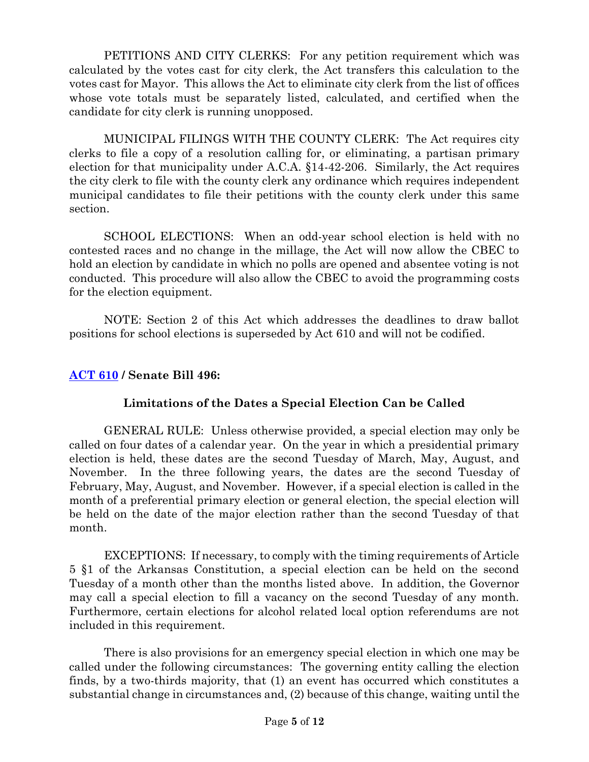PETITIONS AND CITY CLERKS: For any petition requirement which was calculated by the votes cast for city clerk, the Act transfers this calculation to the votes cast for Mayor. This allows the Act to eliminate city clerk from the list of offices whose vote totals must be separately listed, calculated, and certified when the candidate for city clerk is running unopposed.

MUNICIPAL FILINGS WITH THE COUNTY CLERK: The Act requires city clerks to file a copy of a resolution calling for, or eliminating, a partisan primary election for that municipality under A.C.A. §14-42-206. Similarly, the Act requires the city clerk to file with the county clerk any ordinance which requires independent municipal candidates to file their petitions with the county clerk under this same section.

SCHOOL ELECTIONS: When an odd-year school election is held with no contested races and no change in the millage, the Act will now allow the CBEC to hold an election by candidate in which no polls are opened and absentee voting is not conducted. This procedure will also allow the CBEC to avoid the programming costs for the election equipment.

NOTE: Section 2 of this Act which addresses the deadlines to draw ballot positions for school elections is superseded by Act 610 and will not be codified.

### ACT 610 / Senate Bill 496:

**Limitations of the Dates a Special Election Can be Called**

GENERAL RULE: Unless otherwise provided, a special election may only be called on four dates of a calendar year. On the year in which a presidential primary election is held, these dates are the second Tuesday of March, May, August, and November. In the three following years, the dates are the second Tuesday of February, May, August, and November. However, if a special election is called in the month of a preferential primary election or general election, the special election will be held on the date of the major election rather than the second Tuesday of that month.

EXCEPTIONS: If necessary, to comply with the timing requirements of Article 5 §1 of the Arkansas Constitution, a special election can be held on the second Tuesday of a month other than the months listed above. In addition, the Governor may call a special election to fill a vacancy on the second Tuesday of any month. Furthermore, certain elections for alcohol related local option referendums are not included in this requirement.

There is also provisions for an emergency special election in which one may be called under the following circumstances: The governing entity calling the election finds, by a two-thirds majority, that (1) an event has occurred which constitutes a substantial change in circumstances and, (2) because of this change, waiting until the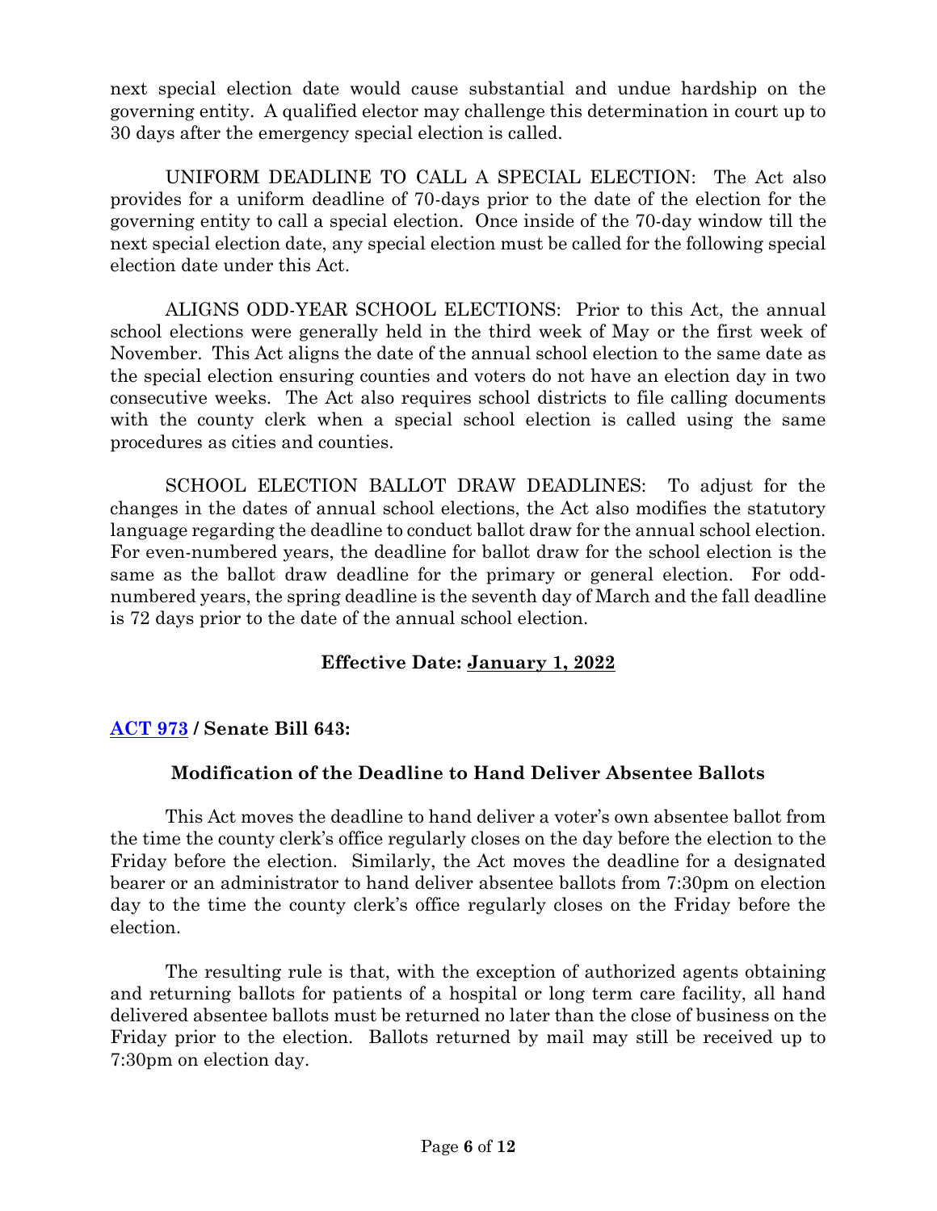next special election date would cause substantial and undue hardship on the governing entity. A qualified elector may challenge this determination in court up to 30 days after the emergency special election is called.

UNIFORM DEADLINE TO CALL A SPECIAL ELECTION: The Act also provides for a uniform deadline of 70-days prior to the date of the election for the governing entity to call a special election. Once inside of the 70-day window till the next special election date, any special election must be called for the following special election date under this Act.

ALIGNS ODD-YEAR SCHOOL ELECTIONS: Prior to this Act, the annual school elections were generally held in the third week of May or the first week of November. This Act aligns the date of the annual school election to the same date as the special election ensuring counties and voters do not have an election day in two consecutive weeks. The Act also requires school districts to file calling documents with the county clerk when a special school election is called using the same procedures as cities and counties.

SCHOOL ELECTION BALLOT DRAW DEADLINES: To adjust for the changes in the dates of annual school elections, the Act also modifies the statutory language regarding the deadline to conduct ballot draw for the annual school election. For even-numbered years, the deadline for ballot draw for the school election is the same as the ballot draw deadline for the primary or general election. For odd-numbered years, the spring deadline is the seventh day of March and the fall deadline is 72 days prior to the date of the annual school election.

**Effective Date: January 1, 2022**

## ACT 973 / Senate Bill 643:

### Modification of the Deadline to Hand Deliver Absentee Ballots

This Act moves the deadline to hand deliver a voter's own absentee ballot from the time the county clerk's office regularly closes on the day before the election to the Friday before the election. Similarly, the Act moves the deadline for a designated bearer or an administrator to hand deliver absentee ballots from 7:30pm on election day to the time the county clerk's office regularly closes on the Friday before the election.

The resulting rule is that, with the exception of authorized agents obtaining and returning ballots for patients of a hospital or long term care facility, all hand delivered absentee ballots must be returned no later than the close of business on the Friday prior to the election. Ballots returned by mail may still be received up to 7:30pm on election day.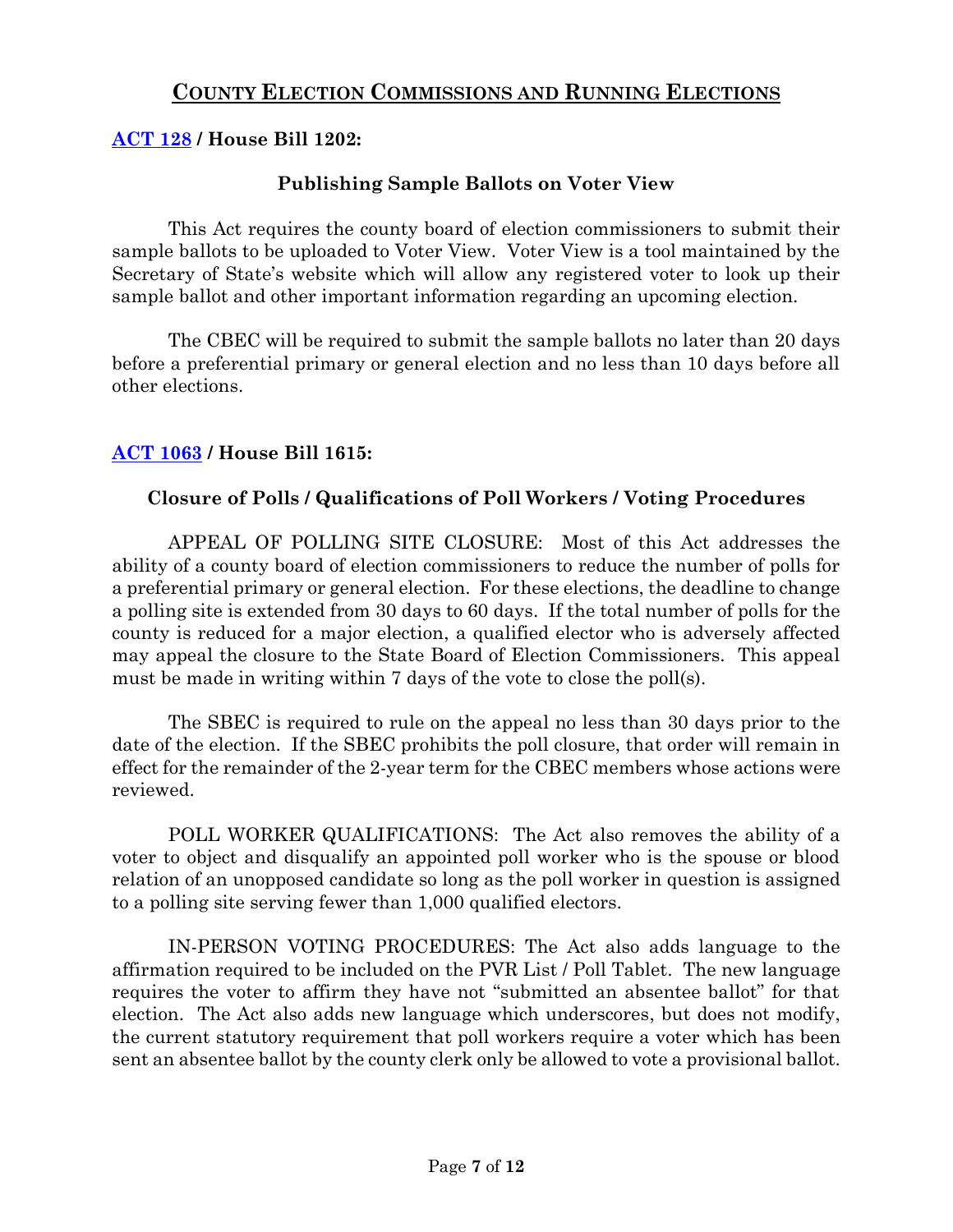# COUNTY ELECTION COMMISSIONS AND RUNNING ELECTIONS

**ACT 128 / House Bill 1202:**

### Publishing Sample Ballots on Voter View

This Act requires the county board of election commissioners to submit their sample ballots to be uploaded to Voter View. Voter View is a tool maintained by the Secretary of State's website which will allow any registered voter to look up their sample ballot and other important information regarding an upcoming election.

The CBEC will be required to submit the sample ballots no later than 20 days before a preferential primary or general election and no less than 10 days before all other elections.

**ACT 1063 / House Bill 1615:**

### Closure of Polls / Qualifications of Poll Workers / Voting Procedures

APPEAL OF POLLING SITE CLOSURE: Most of this Act addresses the ability of a county board of election commissioners to reduce the number of polls for a preferential primary or general election. For these elections, the deadline to change a polling site is extended from 30 days to 60 days. If the total number of polls for the county is reduced for a major election, a qualified elector who is adversely affected may appeal the closure to the State Board of Election Commissioners. This appeal must be made in writing within 7 days of the vote to close the poll(s).

The SBEC is required to rule on the appeal no less than 30 days prior to the date of the election. If the SBEC prohibits the poll closure, that order will remain in effect for the remainder of the 2-year term for the CBEC members whose actions were reviewed.

POLL WORKER QUALIFICATIONS: The Act also removes the ability of a voter to object and disqualify an appointed poll worker who is the spouse or blood relation of an unopposed candidate so long as the poll worker in question is assigned to a polling site serving fewer than 1,000 qualified electors.

IN-PERSON VOTING PROCEDURES: The Act also adds language to the affirmation required to be included on the PVR List / Poll Tablet. The new language requires the voter to affirm they have not "submitted an absentee ballot" for that election. The Act also adds new language which underscores, but does not modify, the current statutory requirement that poll workers require a voter which has been sent an absentee ballot by the county clerk only be allowed to vote a provisional ballot.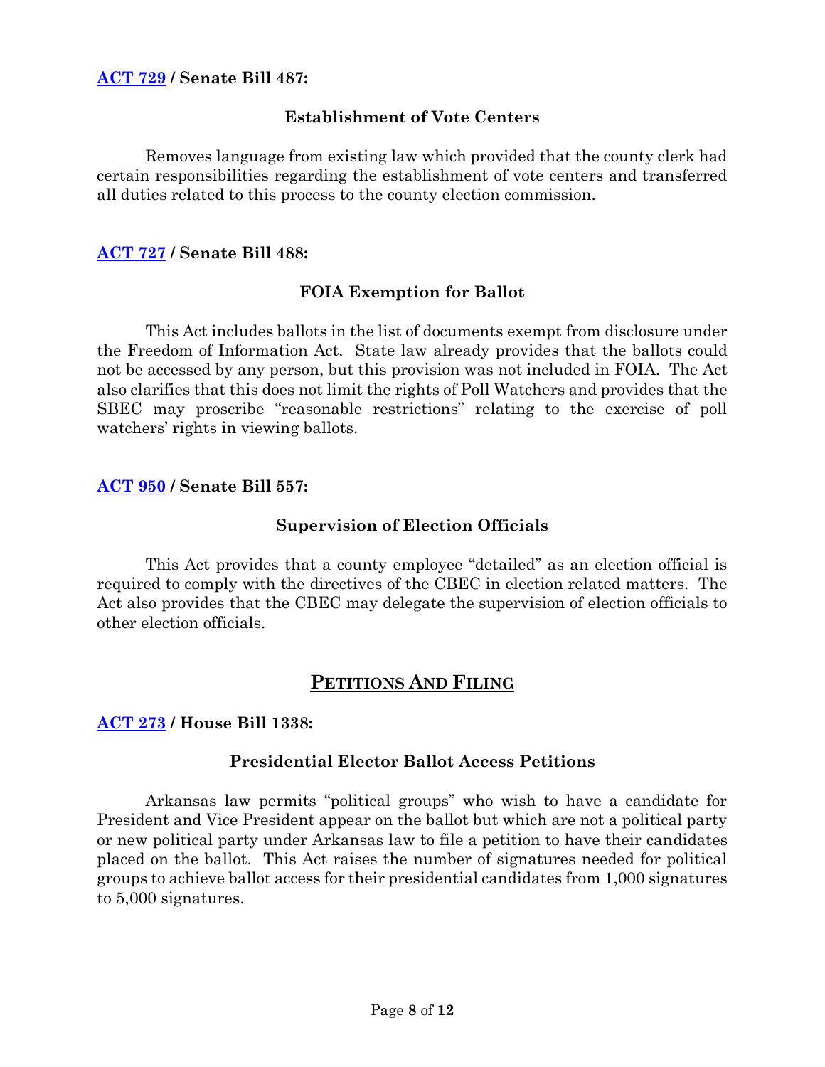**[ACT 729](#) / Senate Bill 487:**

**Establishment of Vote Centers**

Removes language from existing law which provided that the county clerk had certain responsibilities regarding the establishment of vote centers and transferred all duties related to this process to the county election commission.

**[ACT 727](#) / Senate Bill 488:**

**FOIA Exemption for Ballot**

This Act includes ballots in the list of documents exempt from disclosure under the Freedom of Information Act. State law already provides that the ballots could not be accessed by any person, but this provision was not included in FOIA. The Act also clarifies that this does not limit the rights of Poll Watchers and provides that the SBEC may proscribe "reasonable restrictions" relating to the exercise of poll watchers' rights in viewing ballots.

**[ACT 950](#) / Senate Bill 557:**

**Supervision of Election Officials**

This Act provides that a county employee "detailed" as an election official is required to comply with the directives of the CBEC in election related matters. The Act also provides that the CBEC may delegate the supervision of election officials to other election officials.

## PETITIONS AND FILING

**[ACT 273](#) / House Bill 1338:**

**Presidential Elector Ballot Access Petitions**

Arkansas law permits "political groups" who wish to have a candidate for President and Vice President appear on the ballot but which are not a political party or new political party under Arkansas law to file a petition to have their candidates placed on the ballot. This Act raises the number of signatures needed for political groups to achieve ballot access for their presidential candidates from 1,000 signatures to 5,000 signatures.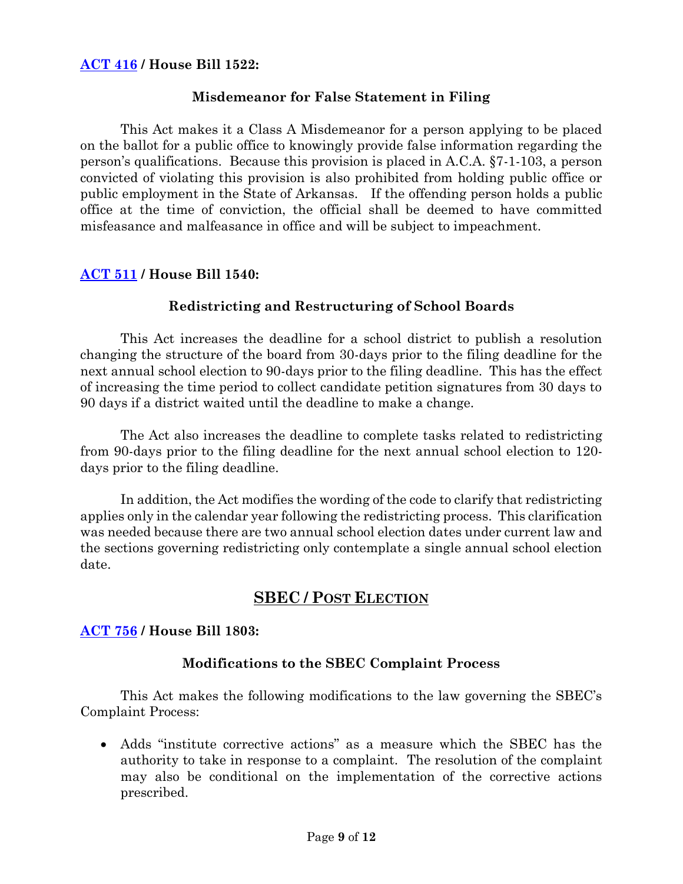### [ACT 416](#) / House Bill 1522:

#### Misdemeanor for False Statement in Filing

This Act makes it a Class A Misdemeanor for a person applying to be placed on the ballot for a public office to knowingly provide false information regarding the person's qualifications. Because this provision is placed in A.C.A. §7-1-103, a person convicted of violating this provision is also prohibited from holding public office or public employment in the State of Arkansas. If the offending person holds a public office at the time of conviction, the official shall be deemed to have committed misfeasance and malfeasance in office and will be subject to impeachment.

### [ACT 511](#) / House Bill 1540:

#### Redistricting and Restructuring of School Boards

This Act increases the deadline for a school district to publish a resolution changing the structure of the board from 30-days prior to the filing deadline for the next annual school election to 90-days prior to the filing deadline. This has the effect of increasing the time period to collect candidate petition signatures from 30 days to 90 days if a district waited until the deadline to make a change.

The Act also increases the deadline to complete tasks related to redistricting from 90-days prior to the filing deadline for the next annual school election to 120-days prior to the filing deadline.

In addition, the Act modifies the wording of the code to clarify that redistricting applies only in the calendar year following the redistricting process. This clarification was needed because there are two annual school election dates under current law and the sections governing redistricting only contemplate a single annual school election date.

## SBEC / POST ELECTION

### [ACT 756](#) / House Bill 1803:

#### Modifications to the SBEC Complaint Process

This Act makes the following modifications to the law governing the SBEC's Complaint Process:

- Adds "institute corrective actions" as a measure which the SBEC has the authority to take in response to a complaint. The resolution of the complaint may also be conditional on the implementation of the corrective actions prescribed.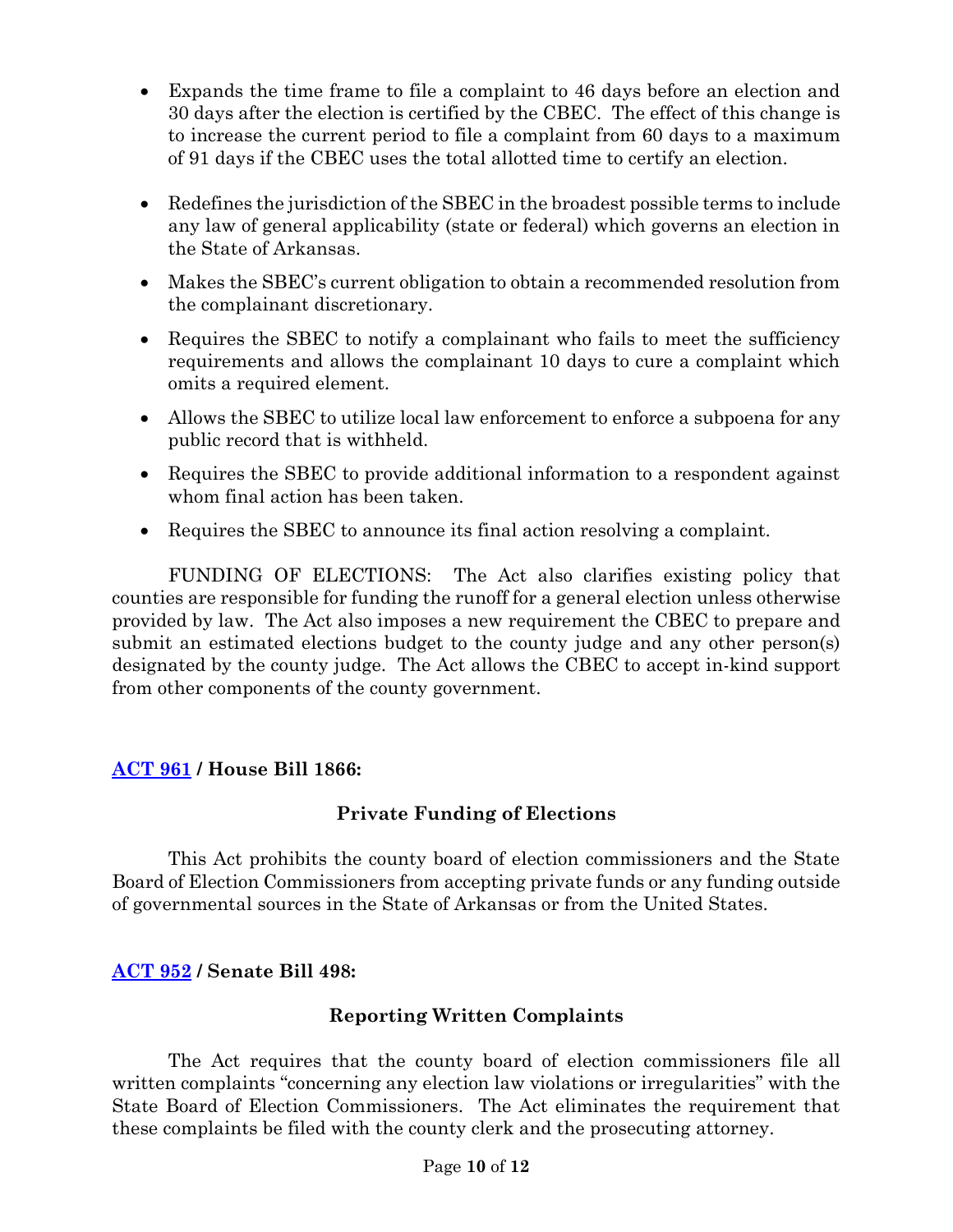- Expands the time frame to file a complaint to 46 days before an election and 30 days after the election is certified by the CBEC. The effect of this change is to increase the current period to file a complaint from 60 days to a maximum of 91 days if the CBEC uses the total allotted time to certify an election.
- Redefines the jurisdiction of the SBEC in the broadest possible terms to include any law of general applicability (state or federal) which governs an election in the State of Arkansas.
- Makes the SBEC's current obligation to obtain a recommended resolution from the complainant discretionary.
- Requires the SBEC to notify a complainant who fails to meet the sufficiency requirements and allows the complainant 10 days to cure a complaint which omits a required element.
- Allows the SBEC to utilize local law enforcement to enforce a subpoena for any public record that is withheld.
- Requires the SBEC to provide additional information to a respondent against whom final action has been taken.
- Requires the SBEC to announce its final action resolving a complaint.

FUNDING OF ELECTIONS: The Act also clarifies existing policy that counties are responsible for funding the runoff for a general election unless otherwise provided by law. The Act also imposes a new requirement the CBEC to prepare and submit an estimated elections budget to the county judge and any other person(s) designated by the county judge. The Act allows the CBEC to accept in-kind support from other components of the county government.

## ACT 961 / House Bill 1866:

### Private Funding of Elections

This Act prohibits the county board of election commissioners and the State Board of Election Commissioners from accepting private funds or any funding outside of governmental sources in the State of Arkansas or from the United States.

## ACT 952 / Senate Bill 498:

### Reporting Written Complaints

The Act requires that the county board of election commissioners file all written complaints "concerning any election law violations or irregularities" with the State Board of Election Commissioners. The Act eliminates the requirement that these complaints be filed with the county clerk and the prosecuting attorney.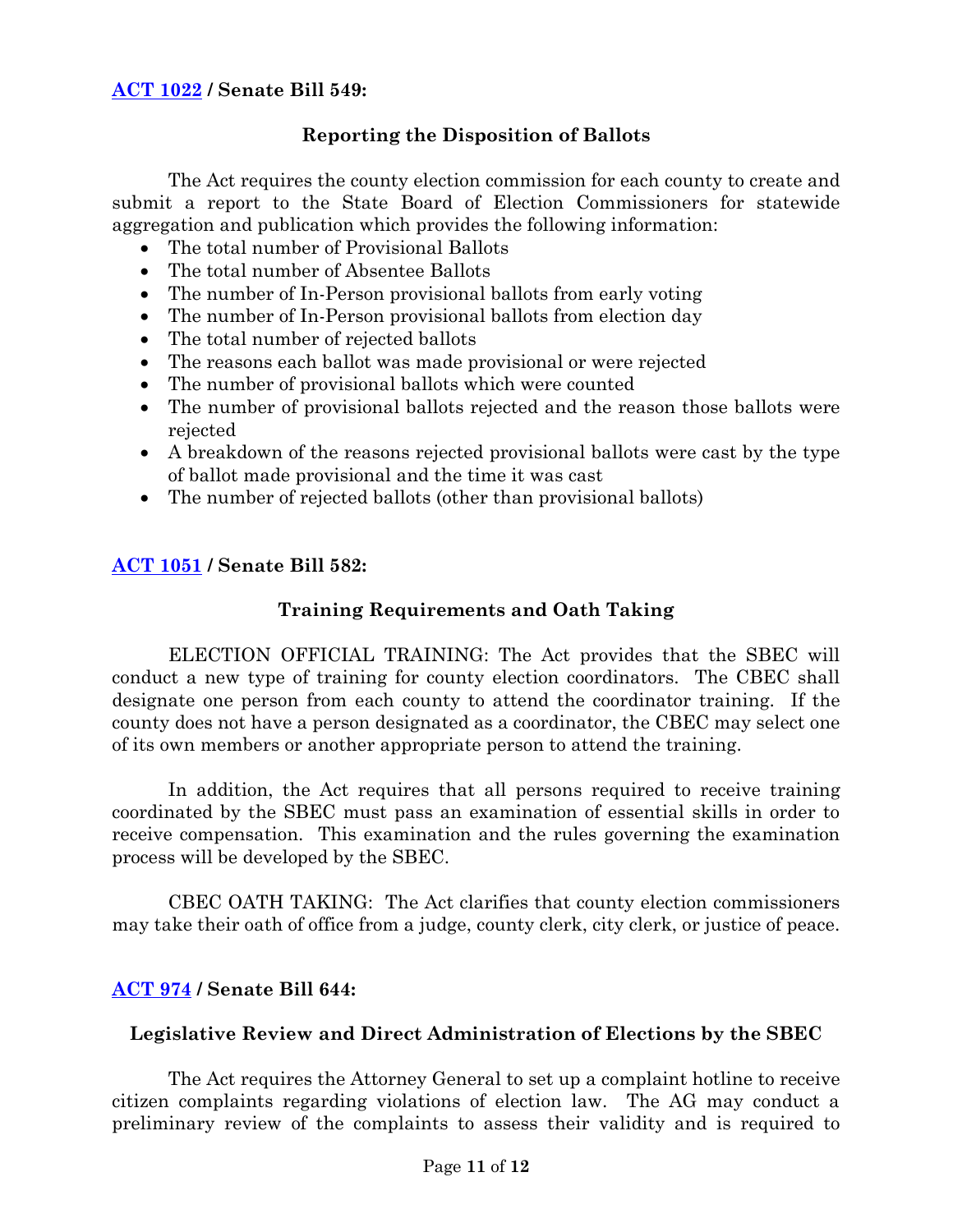**ACT 1022 / Senate Bill 549:**

**Reporting the Disposition of Ballots**

The Act requires the county election commission for each county to create and submit a report to the State Board of Election Commissioners for statewide aggregation and publication which provides the following information:

- The total number of Provisional Ballots
- The total number of Absentee Ballots
- The number of In-Person provisional ballots from early voting
- The number of In-Person provisional ballots from election day
- The total number of rejected ballots
- The reasons each ballot was made provisional or were rejected
- The number of provisional ballots which were counted
- The number of provisional ballots rejected and the reason those ballots were rejected
- A breakdown of the reasons rejected provisional ballots were cast by the type of ballot made provisional and the time it was cast
- The number of rejected ballots (other than provisional ballots)

**ACT 1051 / Senate Bill 582:**

**Training Requirements and Oath Taking**

ELECTION OFFICIAL TRAINING: The Act provides that the SBEC will conduct a new type of training for county election coordinators. The CBEC shall designate one person from each county to attend the coordinator training. If the county does not have a person designated as a coordinator, the CBEC may select one of its own members or another appropriate person to attend the training.

In addition, the Act requires that all persons required to receive training coordinated by the SBEC must pass an examination of essential skills in order to receive compensation. This examination and the rules governing the examination process will be developed by the SBEC.

CBEC OATH TAKING: The Act clarifies that county election commissioners may take their oath of office from a judge, county clerk, city clerk, or justice of peace.

**ACT 974 / Senate Bill 644:**

**Legislative Review and Direct Administration of Elections by the SBEC**

The Act requires the Attorney General to set up a complaint hotline to receive citizen complaints regarding violations of election law. The AG may conduct a preliminary review of the complaints to assess their validity and is required to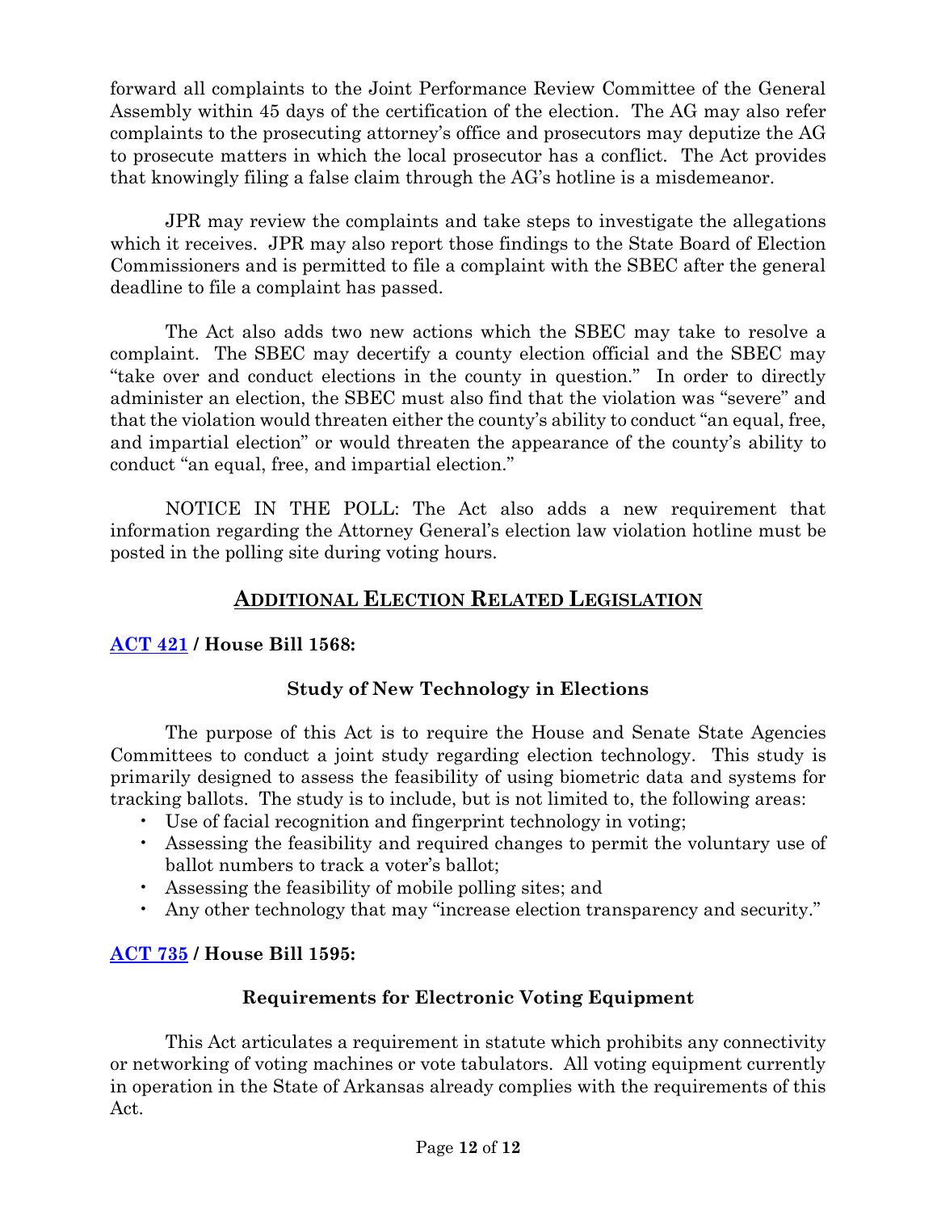forward all complaints to the Joint Performance Review Committee of the General Assembly within 45 days of the certification of the election. The AG may also refer complaints to the prosecuting attorney's office and prosecutors may deputize the AG to prosecute matters in which the local prosecutor has a conflict. The Act provides that knowingly filing a false claim through the AG's hotline is a misdemeanor.

JPR may review the complaints and take steps to investigate the allegations which it receives. JPR may also report those findings to the State Board of Election Commissioners and is permitted to file a complaint with the SBEC after the general deadline to file a complaint has passed.

The Act also adds two new actions which the SBEC may take to resolve a complaint. The SBEC may decertify a county election official and the SBEC may "take over and conduct elections in the county in question." In order to directly administer an election, the SBEC must also find that the violation was "severe" and that the violation would threaten either the county's ability to conduct "an equal, free, and impartial election" or would threaten the appearance of the county's ability to conduct "an equal, free, and impartial election."

NOTICE IN THE POLL: The Act also adds a new requirement that information regarding the Attorney General's election law violation hotline must be posted in the polling site during voting hours.

## ADDITIONAL ELECTION RELATED LEGISLATION

### ACT 421 / House Bill 1568:

#### Study of New Technology in Elections

The purpose of this Act is to require the House and Senate State Agencies Committees to conduct a joint study regarding election technology. This study is primarily designed to assess the feasibility of using biometric data and systems for tracking ballots. The study is to include, but is not limited to, the following areas:

- Use of facial recognition and fingerprint technology in voting;
- Assessing the feasibility and required changes to permit the voluntary use of ballot numbers to track a voter's ballot;
- Assessing the feasibility of mobile polling sites; and
- Any other technology that may "increase election transparency and security."

### ACT 735 / House Bill 1595:

#### Requirements for Electronic Voting Equipment

This Act articulates a requirement in statute which prohibits any connectivity or networking of voting machines or vote tabulators. All voting equipment currently in operation in the State of Arkansas already complies with the requirements of this Act.